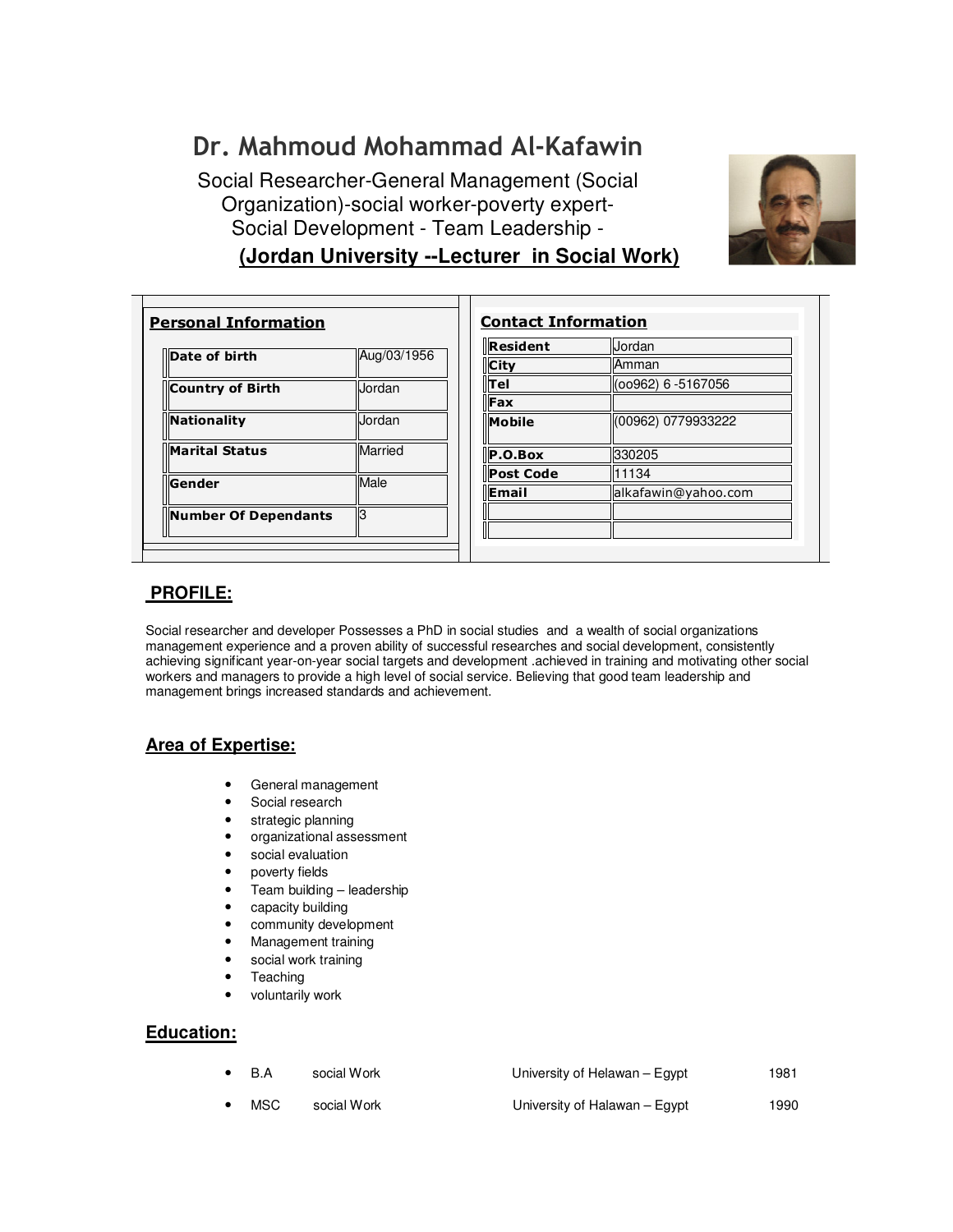# Dr. Mahmoud Mohammad Al-Kafawin

Social Researcher-General Management (Social Organization)-social worker-poverty expert- Social Development - Team Leadership -

**(Jordan University --Lecturer in Social Work)**

## Personal Information

| | |
|---|---|
| **Date of birth** | Aug/03/1956 |
| **Country of Birth** | Jordan |
| **Nationality** | Jordan |
| **Marital Status** | Married |
| **Gender** | Male |
| **Number Of Dependants** | 3 |

## Contact Information

| | |
|---|---|
| **Resident** | Jordan |
| **City** | Amman |
| **Tel** | (oo962) 6 -5167056 |
| **Fax** | |
| **Mobile** | (00962) 0779933222 |
| **P.O.Box** | 330205 |
| **Post Code** | 11134 |
| **Email** | alkafawin@yahoo.com |
| | |
| | |

## PROFILE:

Social researcher and developer Possesses a PhD in social studies and a wealth of social organizations management experience and a proven ability of successful researches and social development, consistently achieving significant year-on-year social targets and development .achieved in training and motivating other social workers and managers to provide a high level of social service. Believing that good team leadership and management brings increased standards and achievement.

## Area of Expertise:

- General management
- Social research
- strategic planning
- organizational assessment
- social evaluation
- poverty fields
- Team building – leadership
- capacity building
- community development
- Management training
- social work training
- Teaching
- voluntarily work

## Education:

- B.A social Work University of Helawan – Egypt 1981
- MSC social Work University of Halawan – Egypt 1990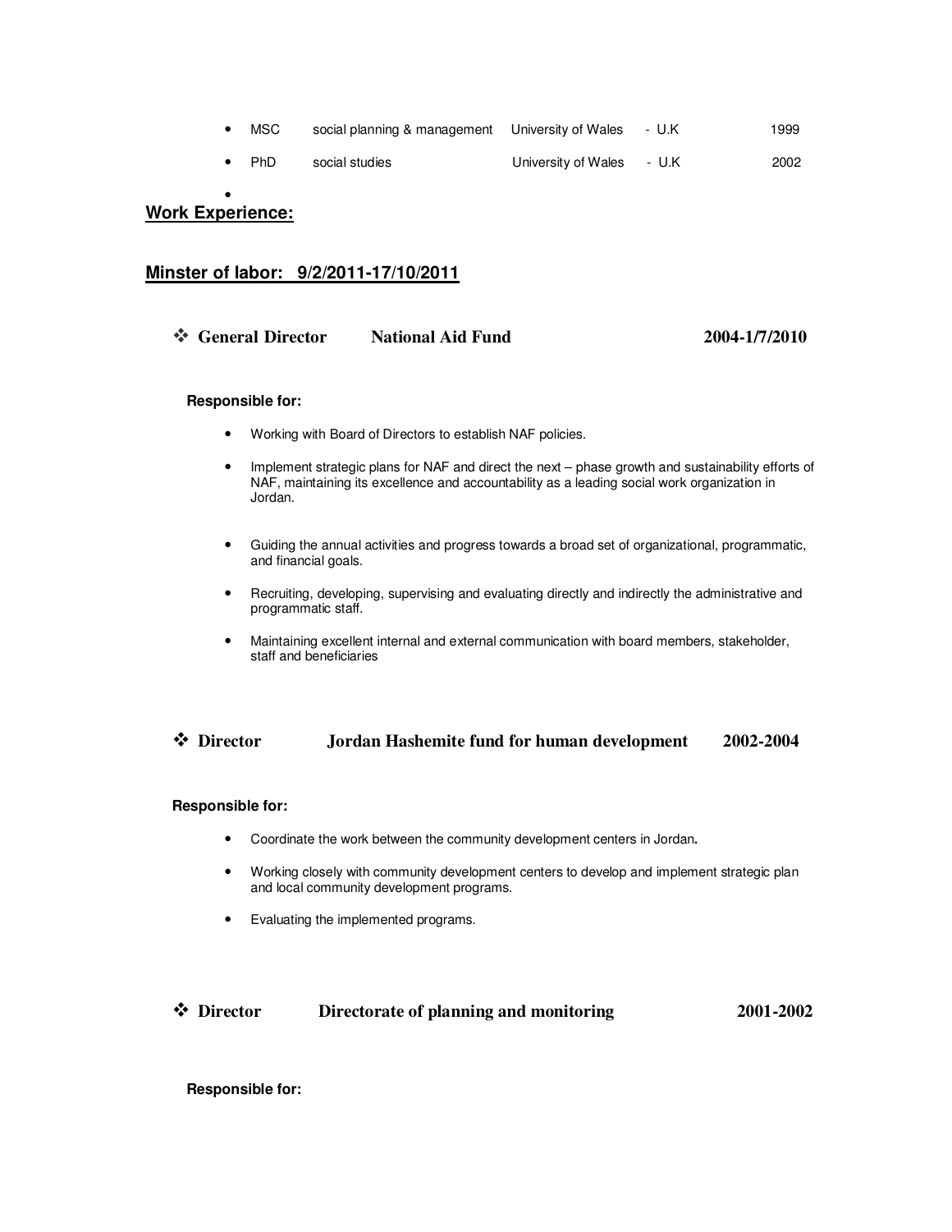- MSC social planning & management University of Wales - U.K 1999
- PhD social studies University of Wales - U.K 2002

## Work Experience:

## Minster of labor: 9/2/2011-17/10/2011

### ❖ General Director National Aid Fund 2004-1/7/2010

**Responsible for:**

- Working with Board of Directors to establish NAF policies.
- Implement strategic plans for NAF and direct the next – phase growth and sustainability efforts of NAF, maintaining its excellence and accountability as a leading social work organization in Jordan.
- Guiding the annual activities and progress towards a broad set of organizational, programmatic, and financial goals.
- Recruiting, developing, supervising and evaluating directly and indirectly the administrative and programmatic staff.
- Maintaining excellent internal and external communication with board members, stakeholder, staff and beneficiaries

### ❖ Director Jordan Hashemite fund for human development 2002-2004

**Responsible for:**

- Coordinate the work between the community development centers in Jordan**.**
- Working closely with community development centers to develop and implement strategic plan and local community development programs.
- Evaluating the implemented programs.

### ❖ Director Directorate of planning and monitoring 2001-2002

**Responsible for:**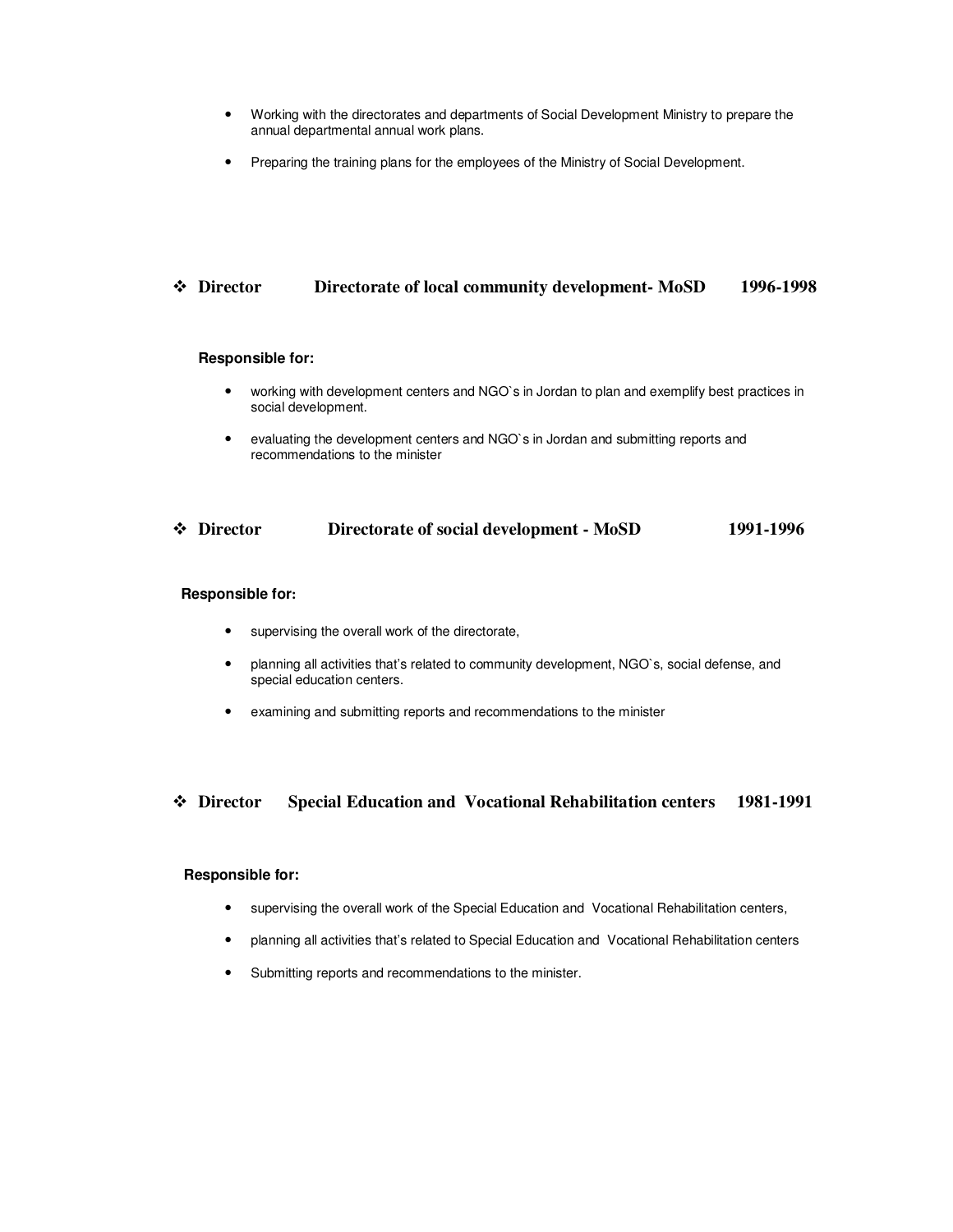- Working with the directorates and departments of Social Development Ministry to prepare the annual departmental annual work plans.
- Preparing the training plans for the employees of the Ministry of Social Development.

### ❖ Director Directorate of local community development- MoSD 1996-1998

**Responsible for:**

- working with development centers and NGO`s in Jordan to plan and exemplify best practices in social development.
- evaluating the development centers and NGO`s in Jordan and submitting reports and recommendations to the minister

### ❖ Director Directorate of social development - MoSD 1991-1996

**Responsible for:**

- supervising the overall work of the directorate,
- planning all activities that's related to community development, NGO`s, social defense, and special education centers.
- examining and submitting reports and recommendations to the minister

### ❖ Director Special Education and Vocational Rehabilitation centers 1981-1991

**Responsible for:**

- supervising the overall work of the Special Education and Vocational Rehabilitation centers,
- planning all activities that's related to Special Education and Vocational Rehabilitation centers
- Submitting reports and recommendations to the minister.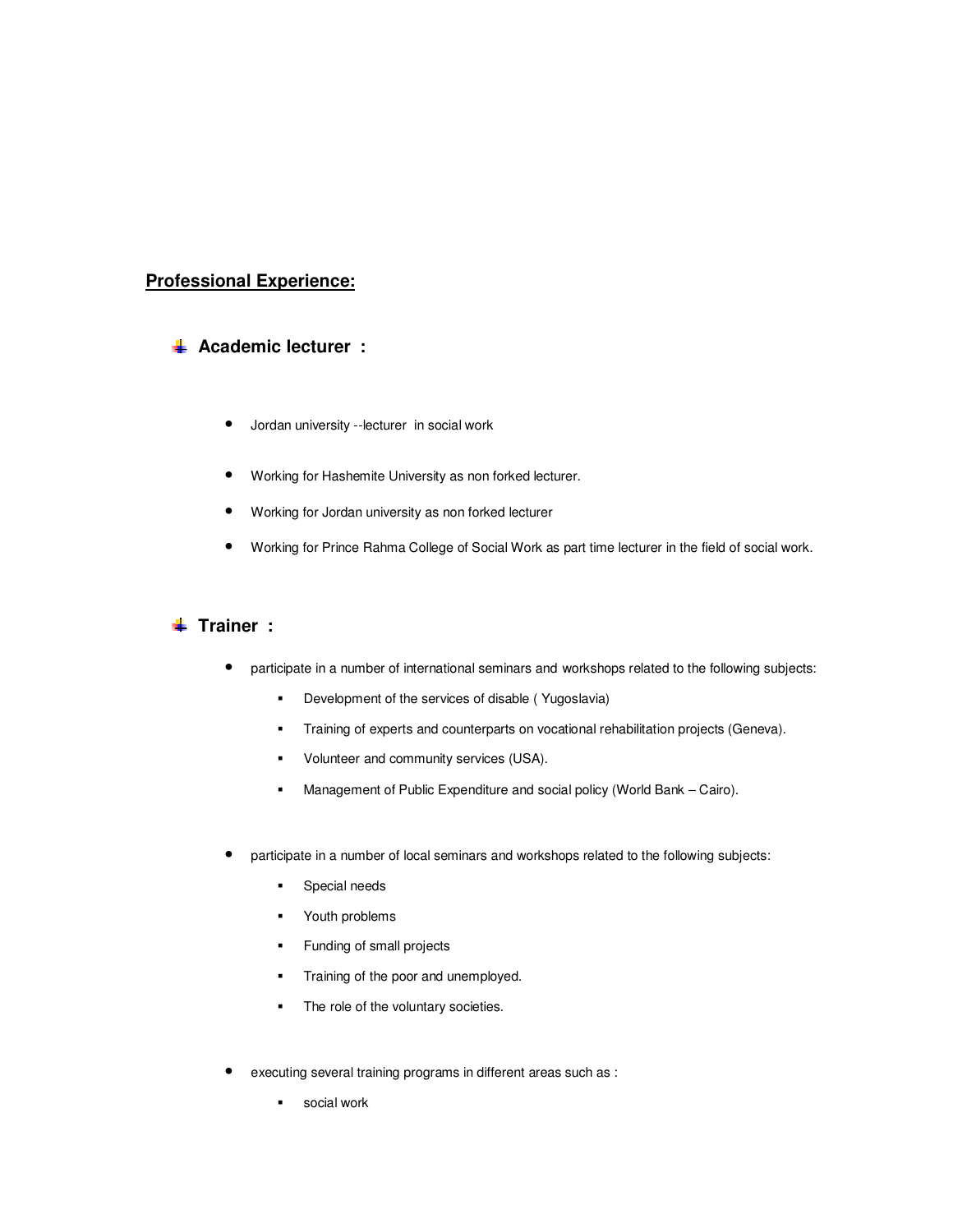## **Professional Experience:**

### Academic lecturer :

- Jordan university --lecturer in social work

- Working for Hashemite University as non forked lecturer.
- Working for Jordan university as non forked lecturer
- Working for Prince Rahma College of Social Work as part time lecturer in the field of social work.

### Trainer :

- participate in a number of international seminars and workshops related to the following subjects:
    - Development of the services of disable ( Yugoslavia)
    - Training of experts and counterparts on vocational rehabilitation projects (Geneva).
    - Volunteer and community services (USA).
    - Management of Public Expenditure and social policy (World Bank – Cairo).

- participate in a number of local seminars and workshops related to the following subjects:
    - Special needs
    - Youth problems
    - Funding of small projects
    - Training of the poor and unemployed.
    - The role of the voluntary societies.

- executing several training programs in different areas such as :
    - social work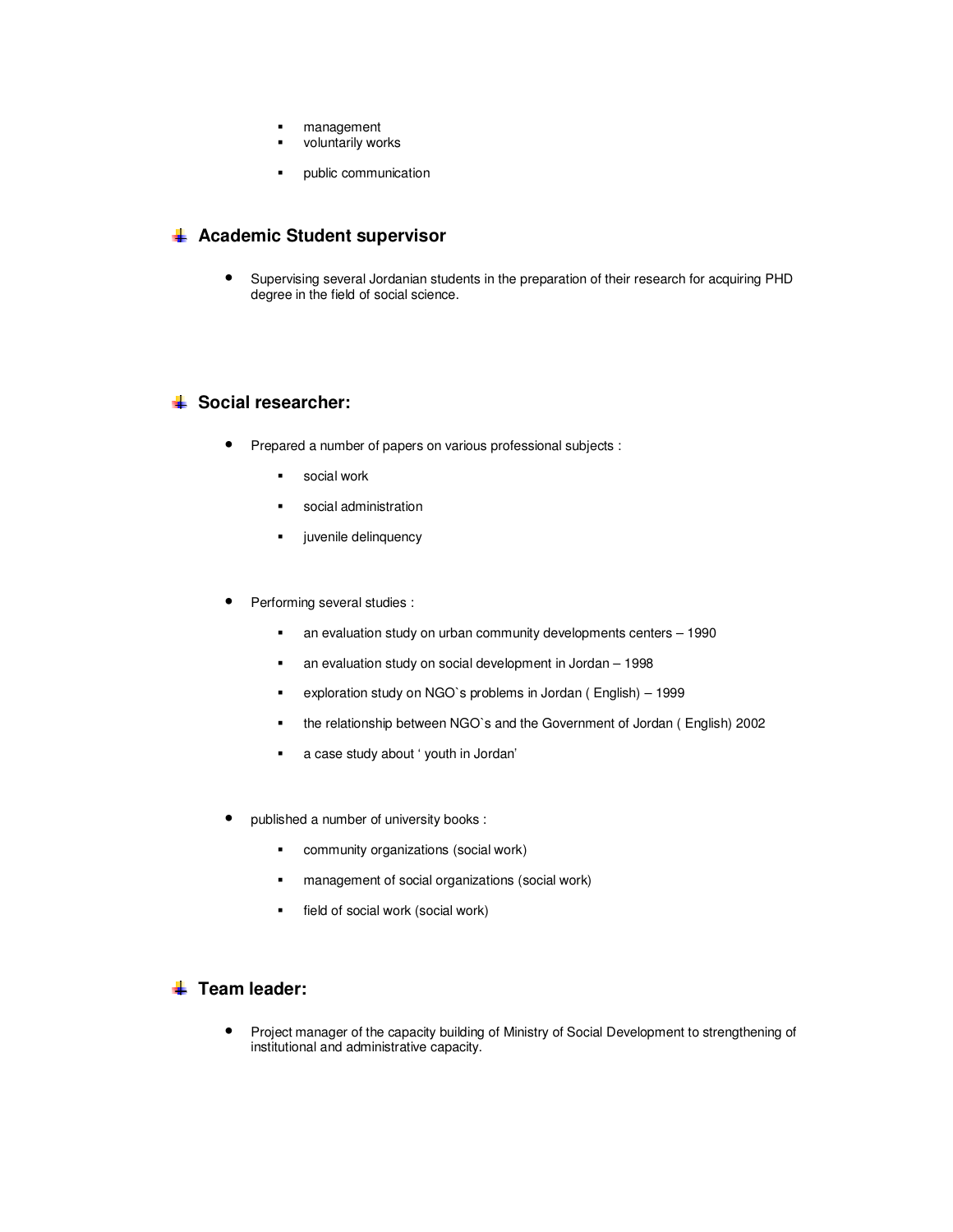- management
- voluntarily works
- public communication

## Academic Student supervisor

- Supervising several Jordanian students in the preparation of their research for acquiring PHD degree in the field of social science.

## Social researcher:

- Prepared a number of papers on various professional subjects :
  - social work
  - social administration
  - juvenile delinquency

- Performing several studies :
  - an evaluation study on urban community developments centers – 1990
  - an evaluation study on social development in Jordan – 1998
  - exploration study on NGO`s problems in Jordan ( English) – 1999
  - the relationship between NGO`s and the Government of Jordan ( English) 2002
  - a case study about ‘ youth in Jordan’

- published a number of university books :
  - community organizations (social work)
  - management of social organizations (social work)
  - field of social work (social work)

## Team leader:

- Project manager of the capacity building of Ministry of Social Development to strengthening of institutional and administrative capacity.